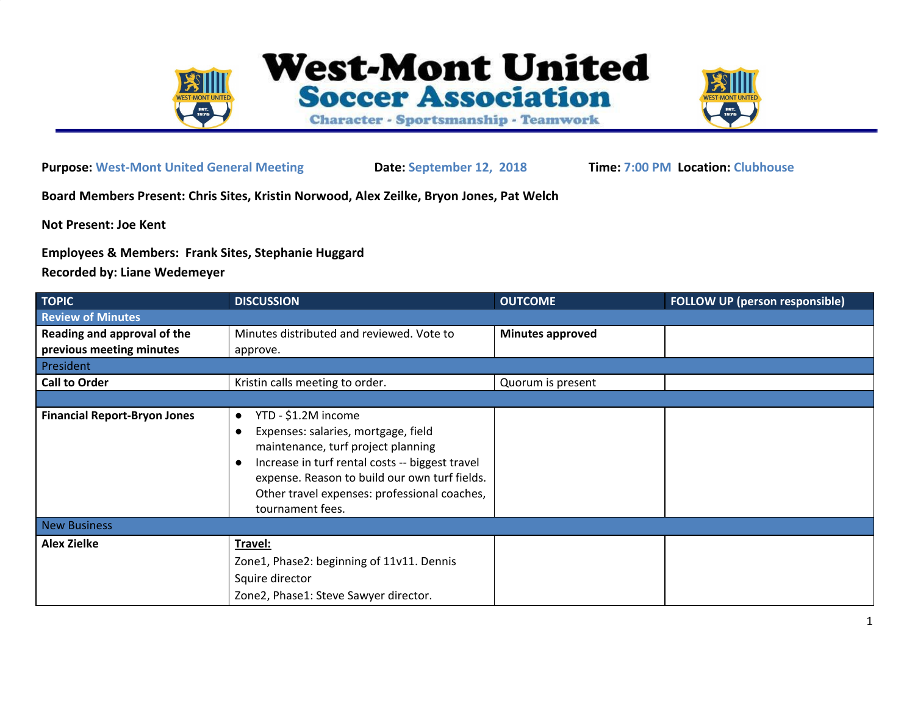# West-Mont United Soccer Association

Character - Sportsmanship - Teamwork

**Purpose:** West-Mont United General Meeting **Date:** September 12, 2018 **Time:** 7:00 PM **Location:** Clubhouse

**Board Members Present: Chris Sites, Kristin Norwood, Alex Zeilke, Bryon Jones, Pat Welch**

**Not Present: Joe Kent**

**Employees & Members: Frank Sites, Stephanie Huggard**

**Recorded by: Liane Wedemeyer**

| TOPIC | DISCUSSION | OUTCOME | FOLLOW UP (person responsible) |
|---|---|---|---|
| **Review of Minutes** | | | |
| **Reading and approval of the previous meeting minutes** | Minutes distributed and reviewed. Vote to approve. | **Minutes approved** | |
| President | | | |
| **Call to Order** | Kristin calls meeting to order. | Quorum is present | |
| | | | |
| **Financial Report-Bryon Jones** | • YTD - $1.2M income<br>• Expenses: salaries, mortgage, field maintenance, turf project planning<br>• Increase in turf rental costs -- biggest travel expense. Reason to build our own turf fields. Other travel expenses: professional coaches, tournament fees. | | |
| New Business | | | |
| **Alex Zielke** | <u>**Travel:**</u><br>Zone1, Phase2: beginning of 11v11. Dennis Squire director<br>Zone2, Phase1: Steve Sawyer director. | | |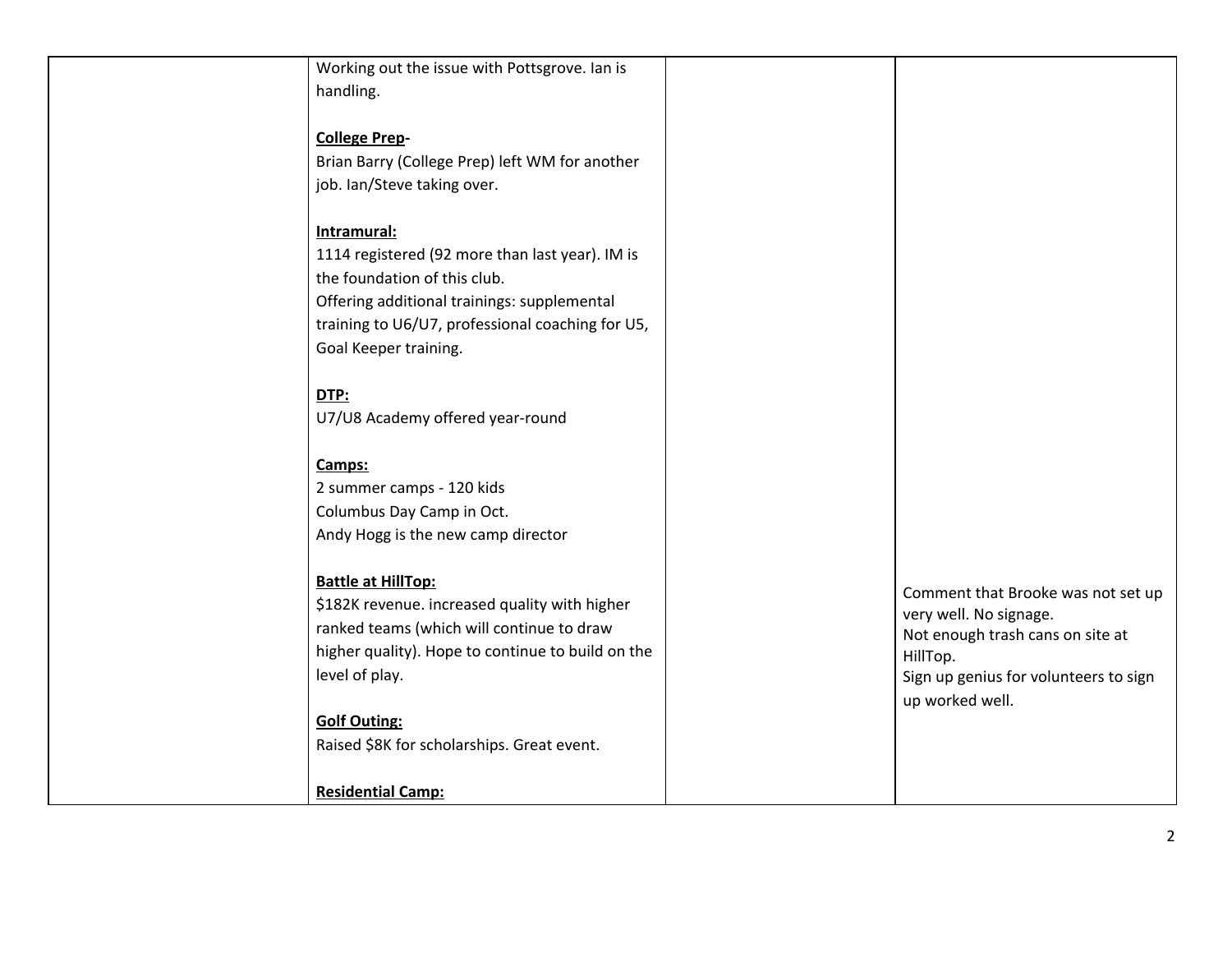| | | | |
|---|---|---|---|
| | Working out the issue with Pottsgrove. Ian is handling.<br><br>**College Prep-**<br>Brian Barry (College Prep) left WM for another job. Ian/Steve taking over.<br><br>**Intramural:**<br>1114 registered (92 more than last year). IM is the foundation of this club.<br>Offering additional trainings: supplemental training to U6/U7, professional coaching for U5, Goal Keeper training.<br><br>**DTP:**<br>U7/U8 Academy offered year-round<br><br>**Camps:**<br>2 summer camps - 120 kids<br>Columbus Day Camp in Oct.<br>Andy Hogg is the new camp director<br><br>**Battle at HillTop:**<br>$182K revenue. increased quality with higher ranked teams (which will continue to draw higher quality). Hope to continue to build on the level of play.<br><br>**Golf Outing:**<br>Raised $8K for scholarships. Great event.<br><br>**Residential Camp:** | | Comment that Brooke was not set up very well. No signage.<br>Not enough trash cans on site at HillTop.<br>Sign up genius for volunteers to sign up worked well. |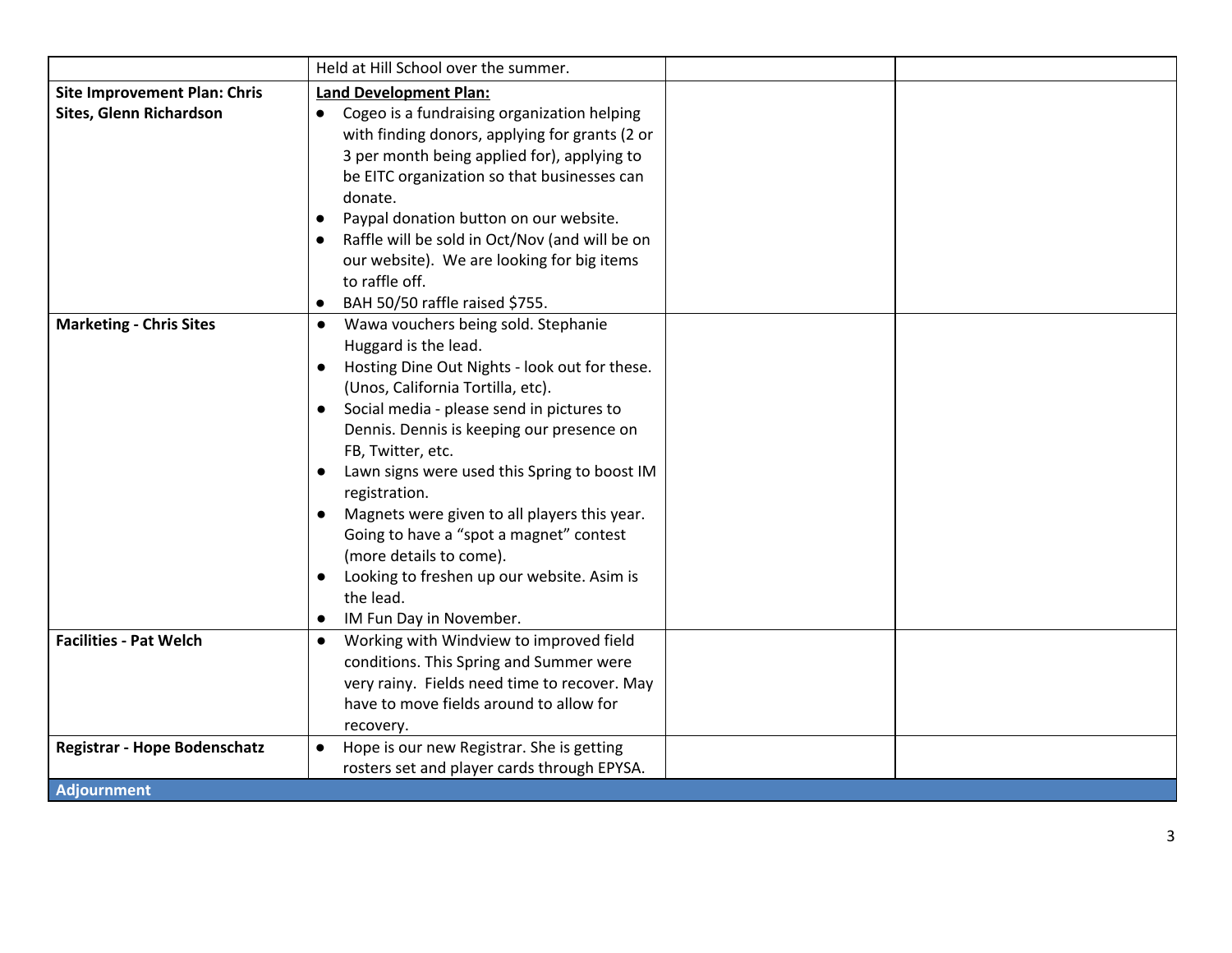| | | | |
|---|---|---|---|
| | Held at Hill School over the summer. | | |
| **Site Improvement Plan: Chris Sites, Glenn Richardson** | **Land Development Plan:**<br>• Cogeo is a fundraising organization helping with finding donors, applying for grants (2 or 3 per month being applied for), applying to be EITC organization so that businesses can donate.<br>• Paypal donation button on our website.<br>• Raffle will be sold in Oct/Nov (and will be on our website). We are looking for big items to raffle off.<br>• BAH 50/50 raffle raised $755. | | |
| **Marketing - Chris Sites** | • Wawa vouchers being sold. Stephanie Huggard is the lead.<br>• Hosting Dine Out Nights - look out for these. (Unos, California Tortilla, etc).<br>• Social media - please send in pictures to Dennis. Dennis is keeping our presence on FB, Twitter, etc.<br>• Lawn signs were used this Spring to boost IM registration.<br>• Magnets were given to all players this year. Going to have a "spot a magnet" contest (more details to come).<br>• Looking to freshen up our website. Asim is the lead.<br>• IM Fun Day in November. | | |
| **Facilities - Pat Welch** | • Working with Windview to improved field conditions. This Spring and Summer were very rainy. Fields need time to recover. May have to move fields around to allow for recovery. | | |
| **Registrar - Hope Bodenschatz** | • Hope is our new Registrar. She is getting rosters set and player cards through EPYSA. | | |
| **Adjournment** | | | |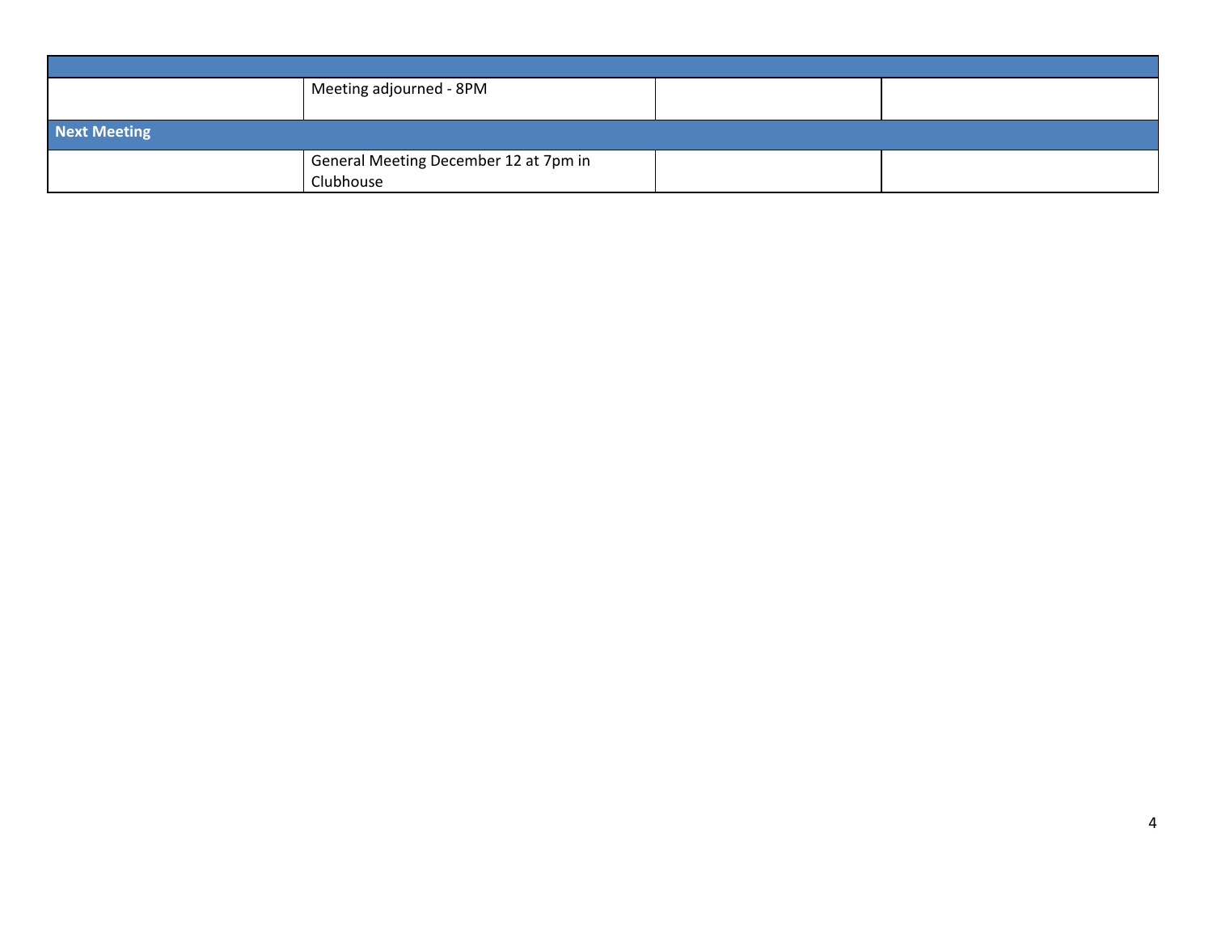| | | | |
|---|---|---|---|
| | Meeting adjourned - 8PM | | |
| **Next Meeting** | | | |
| | General Meeting December 12 at 7pm in Clubhouse | | |